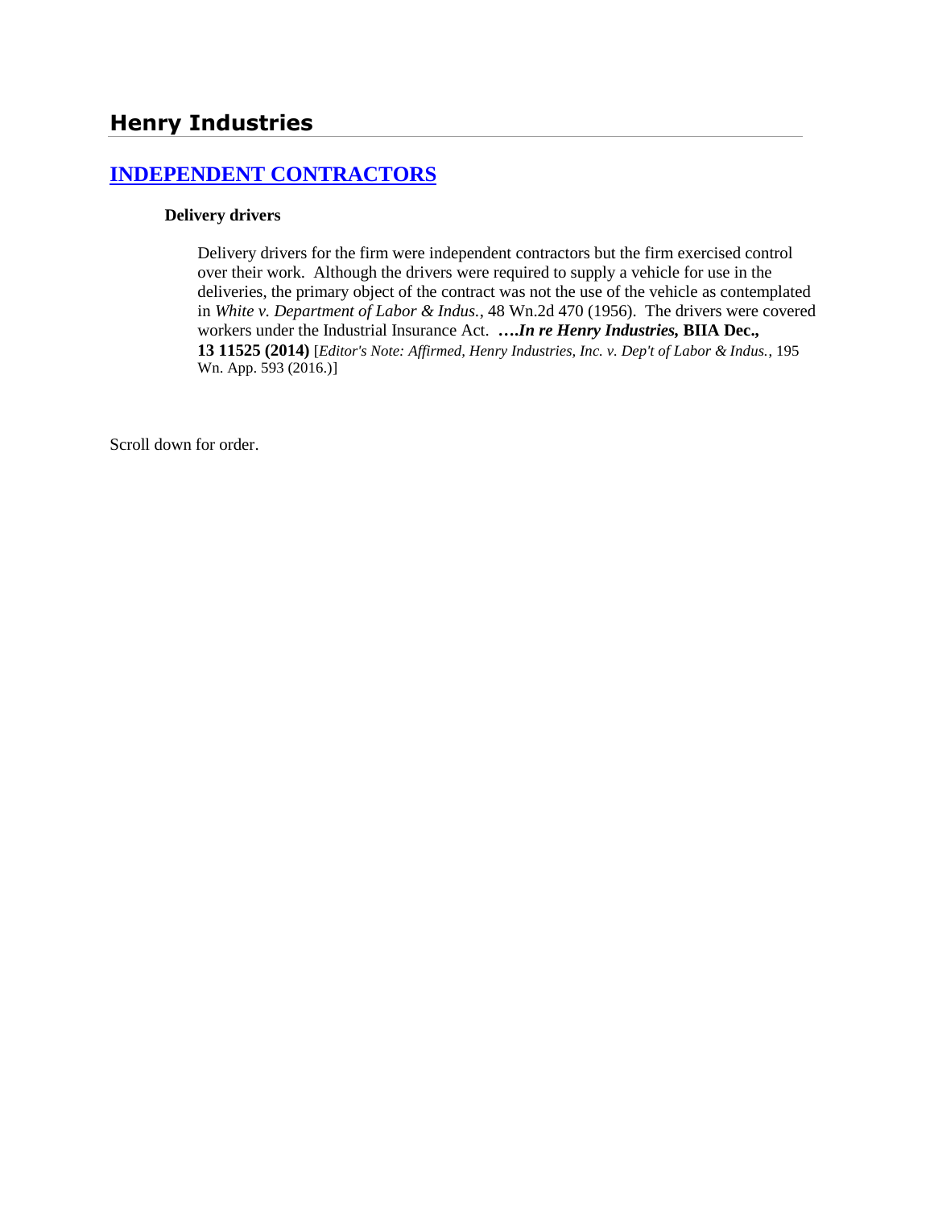# Henry Industries

## INDEPENDENT CONTRACTORS

### Delivery drivers

Delivery drivers for the firm were independent contractors but the firm exercised control over their work. Although the drivers were required to supply a vehicle for use in the deliveries, the primary object of the contract was not the use of the vehicle as contemplated in *White v. Department of Labor & Indus.*, 48 Wn.2d 470 (1956). The drivers were covered workers under the Industrial Insurance Act. ***….In re Henry Industries,* BIIA Dec., 13 11525 (2014)** [*Editor's Note: Affirmed, Henry Industries, Inc. v. Dep't of Labor & Indus.*, 195 Wn. App. 593 (2016).]

Scroll down for order.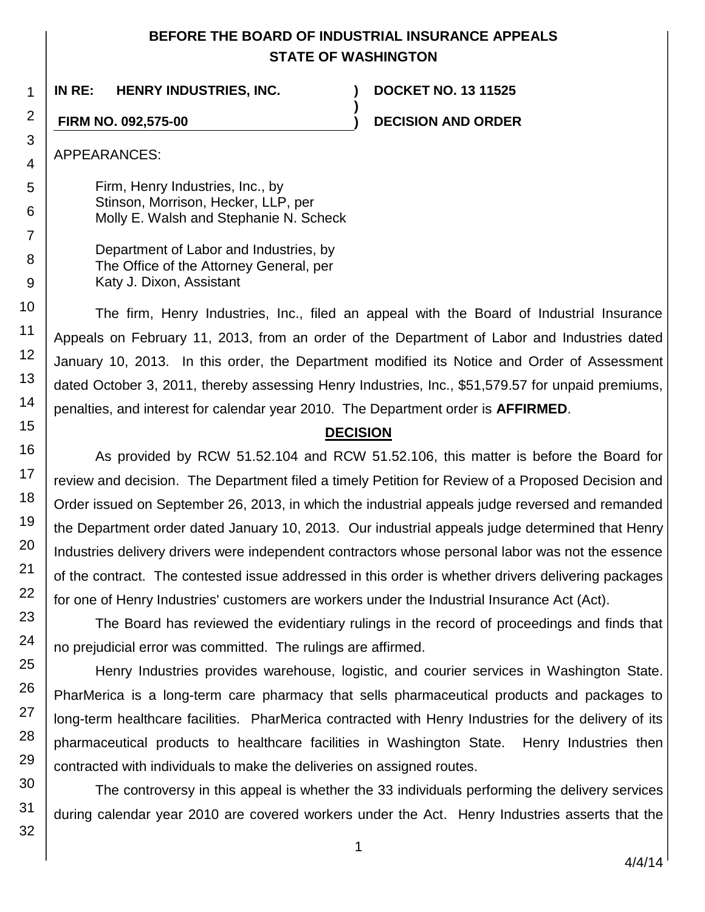**BEFORE THE BOARD OF INDUSTRIAL INSURANCE APPEALS**
**STATE OF WASHINGTON**

| | | |
|---|---|---|
| **IN RE: HENRY INDUSTRIES, INC.** | **)** | **DOCKET NO. 13 11525** |
| | **)** | |
| **FIRM NO. 092,575-00** | **)** | **DECISION AND ORDER** |

APPEARANCES:

Firm, Henry Industries, Inc., by
Stinson, Morrison, Hecker, LLP, per
Molly E. Walsh and Stephanie N. Scheck

Department of Labor and Industries, by
The Office of the Attorney General, per
Katy J. Dixon, Assistant

The firm, Henry Industries, Inc., filed an appeal with the Board of Industrial Insurance Appeals on February 11, 2013, from an order of the Department of Labor and Industries dated January 10, 2013. In this order, the Department modified its Notice and Order of Assessment dated October 3, 2011, thereby assessing Henry Industries, Inc., $51,579.57 for unpaid premiums, penalties, and interest for calendar year 2010. The Department order is **AFFIRMED**.

## DECISION

As provided by RCW 51.52.104 and RCW 51.52.106, this matter is before the Board for review and decision. The Department filed a timely Petition for Review of a Proposed Decision and Order issued on September 26, 2013, in which the industrial appeals judge reversed and remanded the Department order dated January 10, 2013. Our industrial appeals judge determined that Henry Industries delivery drivers were independent contractors whose personal labor was not the essence of the contract. The contested issue addressed in this order is whether drivers delivering packages for one of Henry Industries' customers are workers under the Industrial Insurance Act (Act).

The Board has reviewed the evidentiary rulings in the record of proceedings and finds that no prejudicial error was committed. The rulings are affirmed.

Henry Industries provides warehouse, logistic, and courier services in Washington State. PharMerica is a long-term care pharmacy that sells pharmaceutical products and packages to long-term healthcare facilities. PharMerica contracted with Henry Industries for the delivery of its pharmaceutical products to healthcare facilities in Washington State. Henry Industries then contracted with individuals to make the deliveries on assigned routes.

The controversy in this appeal is whether the 33 individuals performing the delivery services during calendar year 2010 are covered workers under the Act. Henry Industries asserts that the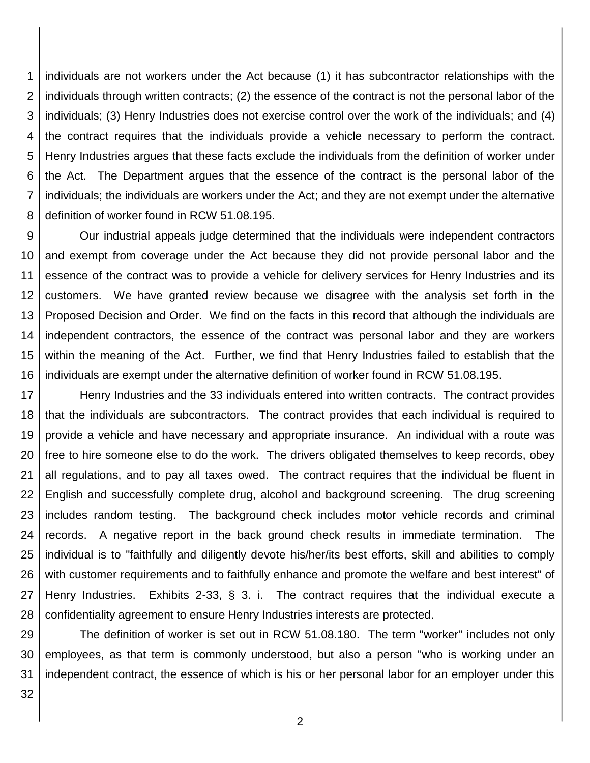individuals are not workers under the Act because (1) it has subcontractor relationships with the individuals through written contracts; (2) the essence of the contract is not the personal labor of the individuals; (3) Henry Industries does not exercise control over the work of the individuals; and (4) the contract requires that the individuals provide a vehicle necessary to perform the contract. Henry Industries argues that these facts exclude the individuals from the definition of worker under the Act. The Department argues that the essence of the contract is the personal labor of the individuals; the individuals are workers under the Act; and they are not exempt under the alternative definition of worker found in RCW 51.08.195.

Our industrial appeals judge determined that the individuals were independent contractors and exempt from coverage under the Act because they did not provide personal labor and the essence of the contract was to provide a vehicle for delivery services for Henry Industries and its customers. We have granted review because we disagree with the analysis set forth in the Proposed Decision and Order. We find on the facts in this record that although the individuals are independent contractors, the essence of the contract was personal labor and they are workers within the meaning of the Act. Further, we find that Henry Industries failed to establish that the individuals are exempt under the alternative definition of worker found in RCW 51.08.195.

Henry Industries and the 33 individuals entered into written contracts. The contract provides that the individuals are subcontractors. The contract provides that each individual is required to provide a vehicle and have necessary and appropriate insurance. An individual with a route was free to hire someone else to do the work. The drivers obligated themselves to keep records, obey all regulations, and to pay all taxes owed. The contract requires that the individual be fluent in English and successfully complete drug, alcohol and background screening. The drug screening includes random testing. The background check includes motor vehicle records and criminal records. A negative report in the back ground check results in immediate termination. The individual is to "faithfully and diligently devote his/her/its best efforts, skill and abilities to comply with customer requirements and to faithfully enhance and promote the welfare and best interest" of Henry Industries. Exhibits 2-33, § 3. i. The contract requires that the individual execute a confidentiality agreement to ensure Henry Industries interests are protected.

The definition of worker is set out in RCW 51.08.180. The term "worker" includes not only employees, as that term is commonly understood, but also a person "who is working under an independent contract, the essence of which is his or her personal labor for an employer under this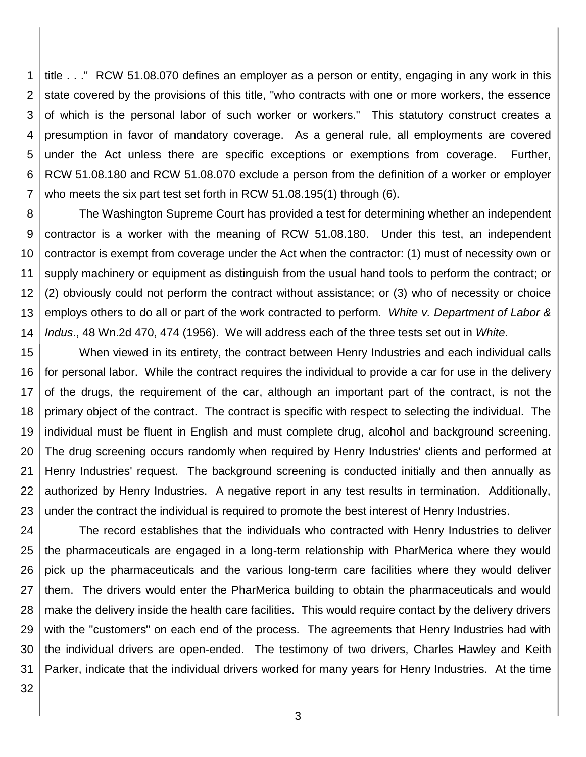title . . ." RCW 51.08.070 defines an employer as a person or entity, engaging in any work in this state covered by the provisions of this title, "who contracts with one or more workers, the essence of which is the personal labor of such worker or workers." This statutory construct creates a presumption in favor of mandatory coverage. As a general rule, all employments are covered under the Act unless there are specific exceptions or exemptions from coverage. Further, RCW 51.08.180 and RCW 51.08.070 exclude a person from the definition of a worker or employer who meets the six part test set forth in RCW 51.08.195(1) through (6).

The Washington Supreme Court has provided a test for determining whether an independent contractor is a worker with the meaning of RCW 51.08.180. Under this test, an independent contractor is exempt from coverage under the Act when the contractor: (1) must of necessity own or supply machinery or equipment as distinguish from the usual hand tools to perform the contract; or (2) obviously could not perform the contract without assistance; or (3) who of necessity or choice employs others to do all or part of the work contracted to perform. *White v. Department of Labor & Indus*., 48 Wn.2d 470, 474 (1956). We will address each of the three tests set out in *White*.

When viewed in its entirety, the contract between Henry Industries and each individual calls for personal labor. While the contract requires the individual to provide a car for use in the delivery of the drugs, the requirement of the car, although an important part of the contract, is not the primary object of the contract. The contract is specific with respect to selecting the individual. The individual must be fluent in English and must complete drug, alcohol and background screening. The drug screening occurs randomly when required by Henry Industries' clients and performed at Henry Industries' request. The background screening is conducted initially and then annually as authorized by Henry Industries. A negative report in any test results in termination. Additionally, under the contract the individual is required to promote the best interest of Henry Industries.

The record establishes that the individuals who contracted with Henry Industries to deliver the pharmaceuticals are engaged in a long-term relationship with PharMerica where they would pick up the pharmaceuticals and the various long-term care facilities where they would deliver them. The drivers would enter the PharMerica building to obtain the pharmaceuticals and would make the delivery inside the health care facilities. This would require contact by the delivery drivers with the "customers" on each end of the process. The agreements that Henry Industries had with the individual drivers are open-ended. The testimony of two drivers, Charles Hawley and Keith Parker, indicate that the individual drivers worked for many years for Henry Industries. At the time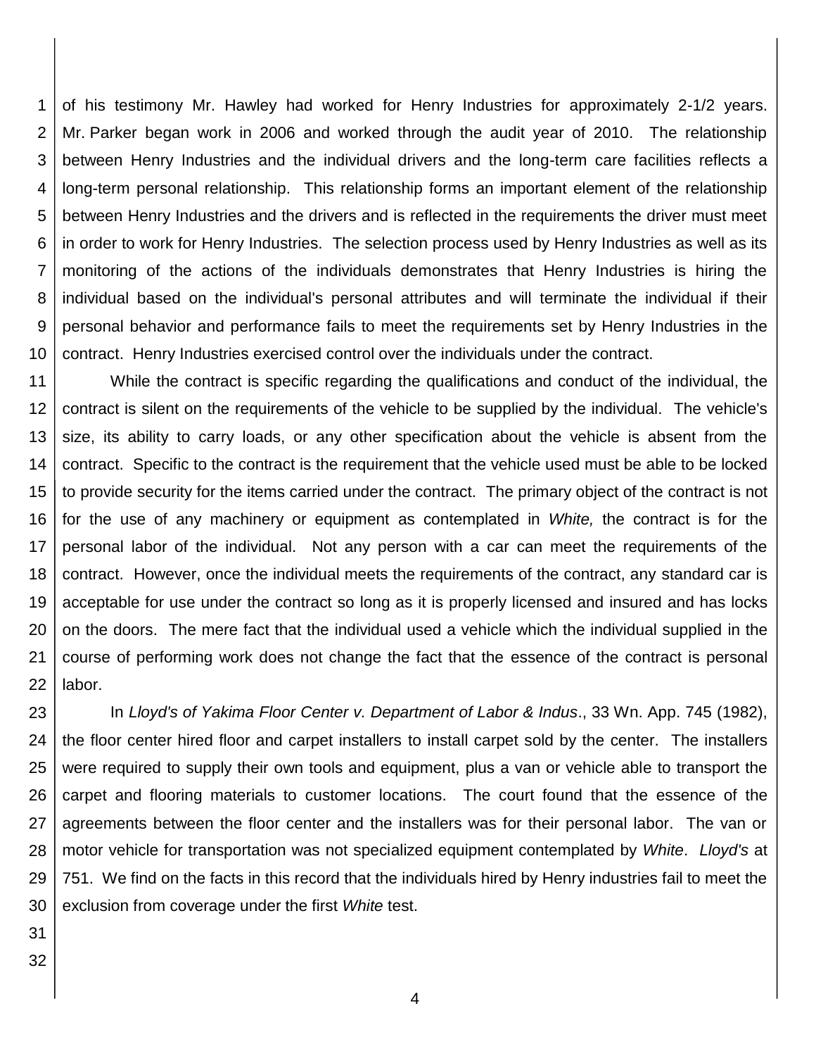of his testimony Mr. Hawley had worked for Henry Industries for approximately 2-1/2 years. Mr. Parker began work in 2006 and worked through the audit year of 2010. The relationship between Henry Industries and the individual drivers and the long-term care facilities reflects a long-term personal relationship. This relationship forms an important element of the relationship between Henry Industries and the drivers and is reflected in the requirements the driver must meet in order to work for Henry Industries. The selection process used by Henry Industries as well as its monitoring of the actions of the individuals demonstrates that Henry Industries is hiring the individual based on the individual's personal attributes and will terminate the individual if their personal behavior and performance fails to meet the requirements set by Henry Industries in the contract. Henry Industries exercised control over the individuals under the contract.

While the contract is specific regarding the qualifications and conduct of the individual, the contract is silent on the requirements of the vehicle to be supplied by the individual. The vehicle's size, its ability to carry loads, or any other specification about the vehicle is absent from the contract. Specific to the contract is the requirement that the vehicle used must be able to be locked to provide security for the items carried under the contract. The primary object of the contract is not for the use of any machinery or equipment as contemplated in *White,* the contract is for the personal labor of the individual. Not any person with a car can meet the requirements of the contract. However, once the individual meets the requirements of the contract, any standard car is acceptable for use under the contract so long as it is properly licensed and insured and has locks on the doors. The mere fact that the individual used a vehicle which the individual supplied in the course of performing work does not change the fact that the essence of the contract is personal labor.

In *Lloyd's of Yakima Floor Center v. Department of Labor & Indus*., 33 Wn. App. 745 (1982), the floor center hired floor and carpet installers to install carpet sold by the center. The installers were required to supply their own tools and equipment, plus a van or vehicle able to transport the carpet and flooring materials to customer locations. The court found that the essence of the agreements between the floor center and the installers was for their personal labor. The van or motor vehicle for transportation was not specialized equipment contemplated by *White*. *Lloyd's* at 751. We find on the facts in this record that the individuals hired by Henry industries fail to meet the exclusion from coverage under the first *White* test.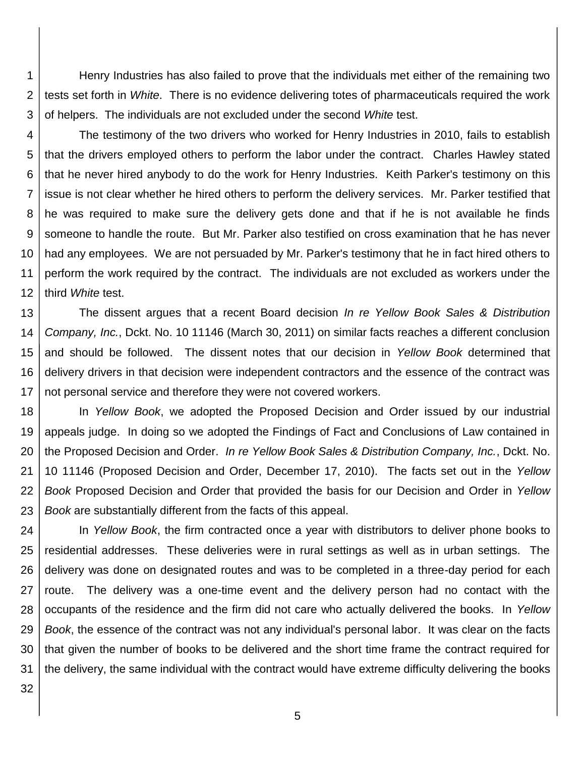Henry Industries has also failed to prove that the individuals met either of the remaining two tests set forth in *White*. There is no evidence delivering totes of pharmaceuticals required the work of helpers. The individuals are not excluded under the second *White* test.

The testimony of the two drivers who worked for Henry Industries in 2010, fails to establish that the drivers employed others to perform the labor under the contract. Charles Hawley stated that he never hired anybody to do the work for Henry Industries. Keith Parker's testimony on this issue is not clear whether he hired others to perform the delivery services. Mr. Parker testified that he was required to make sure the delivery gets done and that if he is not available he finds someone to handle the route. But Mr. Parker also testified on cross examination that he has never had any employees. We are not persuaded by Mr. Parker's testimony that he in fact hired others to perform the work required by the contract. The individuals are not excluded as workers under the third *White* test.

The dissent argues that a recent Board decision *In re Yellow Book Sales & Distribution Company, Inc.*, Dckt. No. 10 11146 (March 30, 2011) on similar facts reaches a different conclusion and should be followed. The dissent notes that our decision in *Yellow Book* determined that delivery drivers in that decision were independent contractors and the essence of the contract was not personal service and therefore they were not covered workers.

In *Yellow Book*, we adopted the Proposed Decision and Order issued by our industrial appeals judge. In doing so we adopted the Findings of Fact and Conclusions of Law contained in the Proposed Decision and Order. *In re Yellow Book Sales & Distribution Company, Inc.*, Dckt. No. 10 11146 (Proposed Decision and Order, December 17, 2010). The facts set out in the *Yellow Book* Proposed Decision and Order that provided the basis for our Decision and Order in *Yellow Book* are substantially different from the facts of this appeal.

In *Yellow Book*, the firm contracted once a year with distributors to deliver phone books to residential addresses. These deliveries were in rural settings as well as in urban settings. The delivery was done on designated routes and was to be completed in a three-day period for each route. The delivery was a one-time event and the delivery person had no contact with the occupants of the residence and the firm did not care who actually delivered the books. In *Yellow Book*, the essence of the contract was not any individual's personal labor. It was clear on the facts that given the number of books to be delivered and the short time frame the contract required for the delivery, the same individual with the contract would have extreme difficulty delivering the books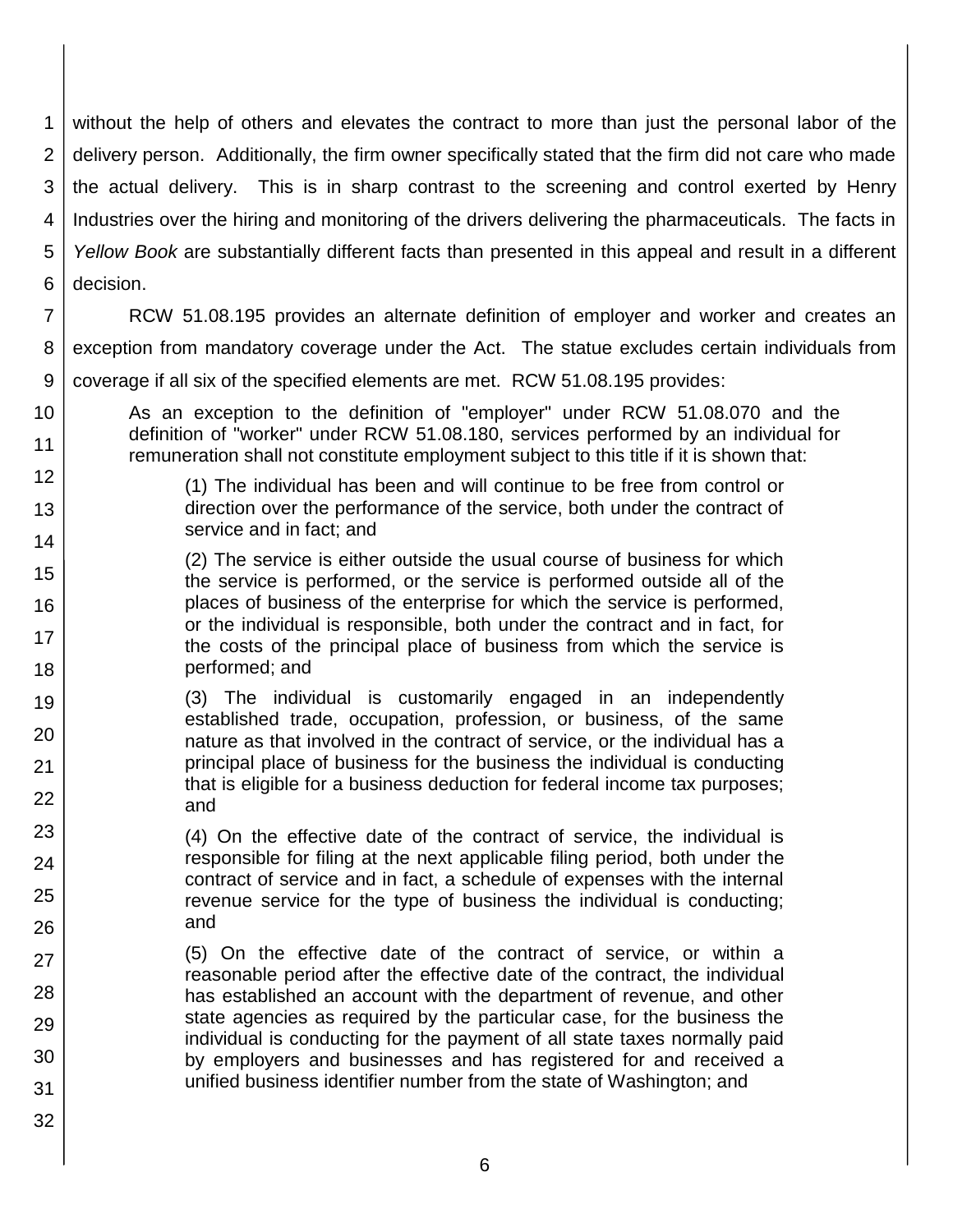without the help of others and elevates the contract to more than just the personal labor of the delivery person. Additionally, the firm owner specifically stated that the firm did not care who made the actual delivery. This is in sharp contrast to the screening and control exerted by Henry Industries over the hiring and monitoring of the drivers delivering the pharmaceuticals. The facts in *Yellow Book* are substantially different facts than presented in this appeal and result in a different decision.

RCW 51.08.195 provides an alternate definition of employer and worker and creates an exception from mandatory coverage under the Act. The statue excludes certain individuals from coverage if all six of the specified elements are met. RCW 51.08.195 provides:

> As an exception to the definition of "employer" under RCW 51.08.070 and the definition of "worker" under RCW 51.08.180, services performed by an individual for remuneration shall not constitute employment subject to this title if it is shown that:
>
> > (1) The individual has been and will continue to be free from control or direction over the performance of the service, both under the contract of service and in fact; and
> >
> > (2) The service is either outside the usual course of business for which the service is performed, or the service is performed outside all of the places of business of the enterprise for which the service is performed, or the individual is responsible, both under the contract and in fact, for the costs of the principal place of business from which the service is performed; and
> >
> > (3) The individual is customarily engaged in an independently established trade, occupation, profession, or business, of the same nature as that involved in the contract of service, or the individual has a principal place of business for the business the individual is conducting that is eligible for a business deduction for federal income tax purposes; and
> >
> > (4) On the effective date of the contract of service, the individual is responsible for filing at the next applicable filing period, both under the contract of service and in fact, a schedule of expenses with the internal revenue service for the type of business the individual is conducting; and
> >
> > (5) On the effective date of the contract of service, or within a reasonable period after the effective date of the contract, the individual has established an account with the department of revenue, and other state agencies as required by the particular case, for the business the individual is conducting for the payment of all state taxes normally paid by employers and businesses and has registered for and received a unified business identifier number from the state of Washington; and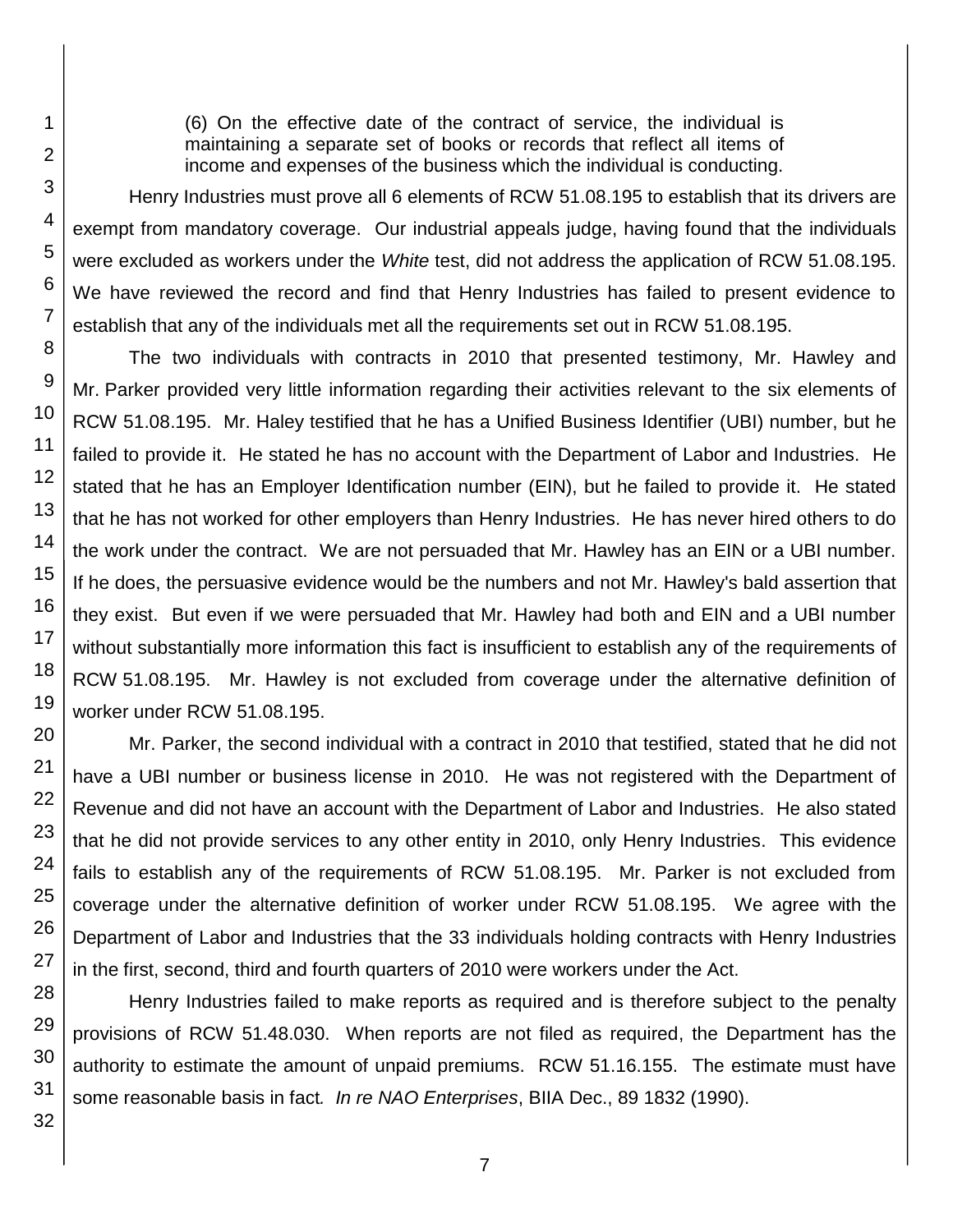(6) On the effective date of the contract of service, the individual is maintaining a separate set of books or records that reflect all items of income and expenses of the business which the individual is conducting.

Henry Industries must prove all 6 elements of RCW 51.08.195 to establish that its drivers are exempt from mandatory coverage. Our industrial appeals judge, having found that the individuals were excluded as workers under the *White* test, did not address the application of RCW 51.08.195. We have reviewed the record and find that Henry Industries has failed to present evidence to establish that any of the individuals met all the requirements set out in RCW 51.08.195.

The two individuals with contracts in 2010 that presented testimony, Mr. Hawley and Mr. Parker provided very little information regarding their activities relevant to the six elements of RCW 51.08.195. Mr. Haley testified that he has a Unified Business Identifier (UBI) number, but he failed to provide it. He stated he has no account with the Department of Labor and Industries. He stated that he has an Employer Identification number (EIN), but he failed to provide it. He stated that he has not worked for other employers than Henry Industries. He has never hired others to do the work under the contract. We are not persuaded that Mr. Hawley has an EIN or a UBI number. If he does, the persuasive evidence would be the numbers and not Mr. Hawley's bald assertion that they exist. But even if we were persuaded that Mr. Hawley had both and EIN and a UBI number without substantially more information this fact is insufficient to establish any of the requirements of RCW 51.08.195. Mr. Hawley is not excluded from coverage under the alternative definition of worker under RCW 51.08.195.

Mr. Parker, the second individual with a contract in 2010 that testified, stated that he did not have a UBI number or business license in 2010. He was not registered with the Department of Revenue and did not have an account with the Department of Labor and Industries. He also stated that he did not provide services to any other entity in 2010, only Henry Industries. This evidence fails to establish any of the requirements of RCW 51.08.195. Mr. Parker is not excluded from coverage under the alternative definition of worker under RCW 51.08.195. We agree with the Department of Labor and Industries that the 33 individuals holding contracts with Henry Industries in the first, second, third and fourth quarters of 2010 were workers under the Act.

Henry Industries failed to make reports as required and is therefore subject to the penalty provisions of RCW 51.48.030. When reports are not filed as required, the Department has the authority to estimate the amount of unpaid premiums. RCW 51.16.155. The estimate must have some reasonable basis in fact. *In re NAO Enterprises*, BIIA Dec., 89 1832 (1990).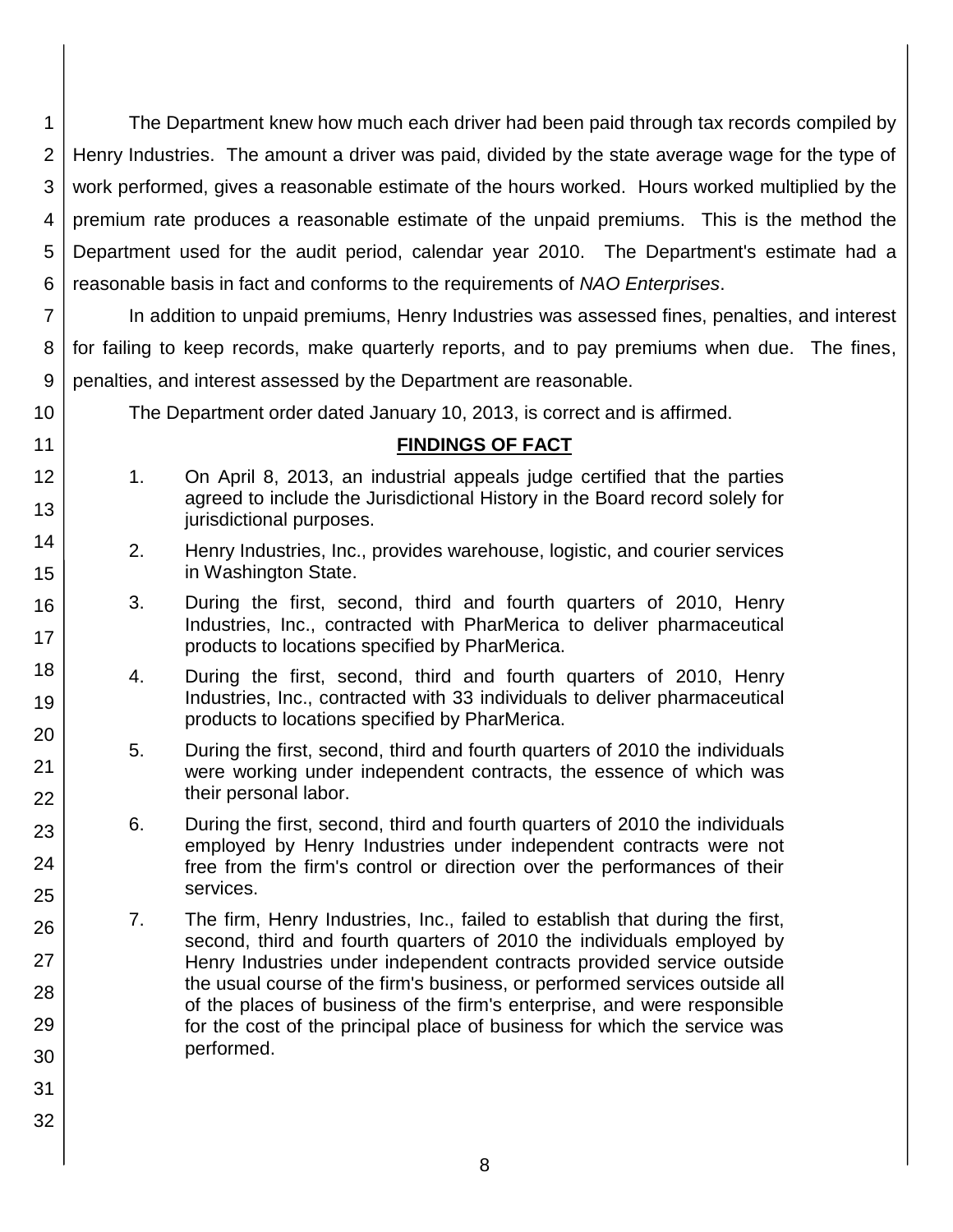The Department knew how much each driver had been paid through tax records compiled by Henry Industries. The amount a driver was paid, divided by the state average wage for the type of work performed, gives a reasonable estimate of the hours worked. Hours worked multiplied by the premium rate produces a reasonable estimate of the unpaid premiums. This is the method the Department used for the audit period, calendar year 2010. The Department's estimate had a reasonable basis in fact and conforms to the requirements of *NAO Enterprises*.

In addition to unpaid premiums, Henry Industries was assessed fines, penalties, and interest for failing to keep records, make quarterly reports, and to pay premiums when due. The fines, penalties, and interest assessed by the Department are reasonable.

The Department order dated January 10, 2013, is correct and is affirmed.

## FINDINGS OF FACT

1. On April 8, 2013, an industrial appeals judge certified that the parties agreed to include the Jurisdictional History in the Board record solely for jurisdictional purposes.

2. Henry Industries, Inc., provides warehouse, logistic, and courier services in Washington State.

3. During the first, second, third and fourth quarters of 2010, Henry Industries, Inc., contracted with PharMerica to deliver pharmaceutical products to locations specified by PharMerica.

4. During the first, second, third and fourth quarters of 2010, Henry Industries, Inc., contracted with 33 individuals to deliver pharmaceutical products to locations specified by PharMerica.

5. During the first, second, third and fourth quarters of 2010 the individuals were working under independent contracts, the essence of which was their personal labor.

6. During the first, second, third and fourth quarters of 2010 the individuals employed by Henry Industries under independent contracts were not free from the firm's control or direction over the performances of their services.

7. The firm, Henry Industries, Inc., failed to establish that during the first, second, third and fourth quarters of 2010 the individuals employed by Henry Industries under independent contracts provided service outside the usual course of the firm's business, or performed services outside all of the places of business of the firm's enterprise, and were responsible for the cost of the principal place of business for which the service was performed.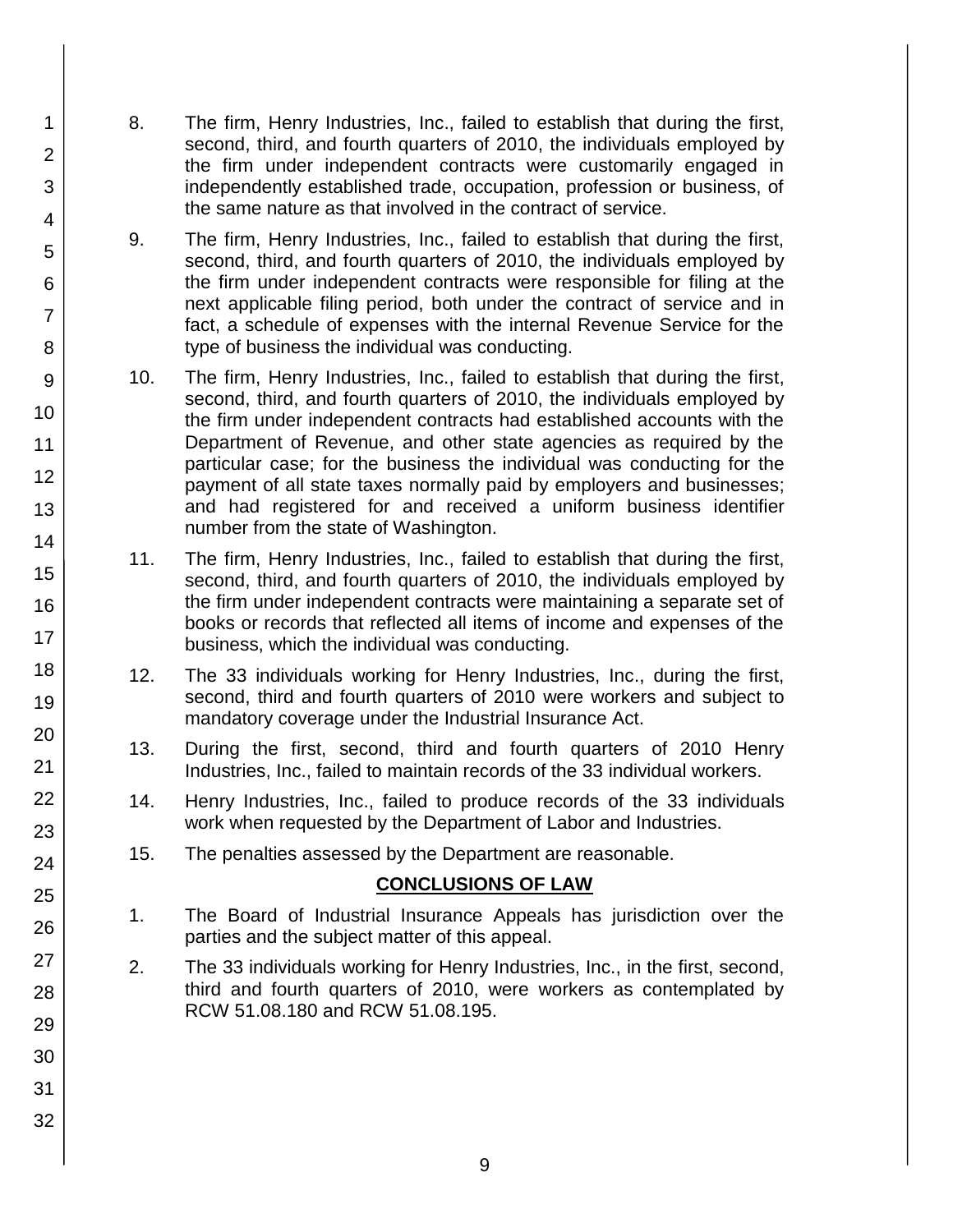8. The firm, Henry Industries, Inc., failed to establish that during the first, second, third, and fourth quarters of 2010, the individuals employed by the firm under independent contracts were customarily engaged in independently established trade, occupation, profession or business, of the same nature as that involved in the contract of service.

9. The firm, Henry Industries, Inc., failed to establish that during the first, second, third, and fourth quarters of 2010, the individuals employed by the firm under independent contracts were responsible for filing at the next applicable filing period, both under the contract of service and in fact, a schedule of expenses with the internal Revenue Service for the type of business the individual was conducting.

10. The firm, Henry Industries, Inc., failed to establish that during the first, second, third, and fourth quarters of 2010, the individuals employed by the firm under independent contracts had established accounts with the Department of Revenue, and other state agencies as required by the particular case; for the business the individual was conducting for the payment of all state taxes normally paid by employers and businesses; and had registered for and received a uniform business identifier number from the state of Washington.

11. The firm, Henry Industries, Inc., failed to establish that during the first, second, third, and fourth quarters of 2010, the individuals employed by the firm under independent contracts were maintaining a separate set of books or records that reflected all items of income and expenses of the business, which the individual was conducting.

12. The 33 individuals working for Henry Industries, Inc., during the first, second, third and fourth quarters of 2010 were workers and subject to mandatory coverage under the Industrial Insurance Act.

13. During the first, second, third and fourth quarters of 2010 Henry Industries, Inc., failed to maintain records of the 33 individual workers.

14. Henry Industries, Inc., failed to produce records of the 33 individuals work when requested by the Department of Labor and Industries.

15. The penalties assessed by the Department are reasonable.

## CONCLUSIONS OF LAW

1. The Board of Industrial Insurance Appeals has jurisdiction over the parties and the subject matter of this appeal.

2. The 33 individuals working for Henry Industries, Inc., in the first, second, third and fourth quarters of 2010, were workers as contemplated by RCW 51.08.180 and RCW 51.08.195.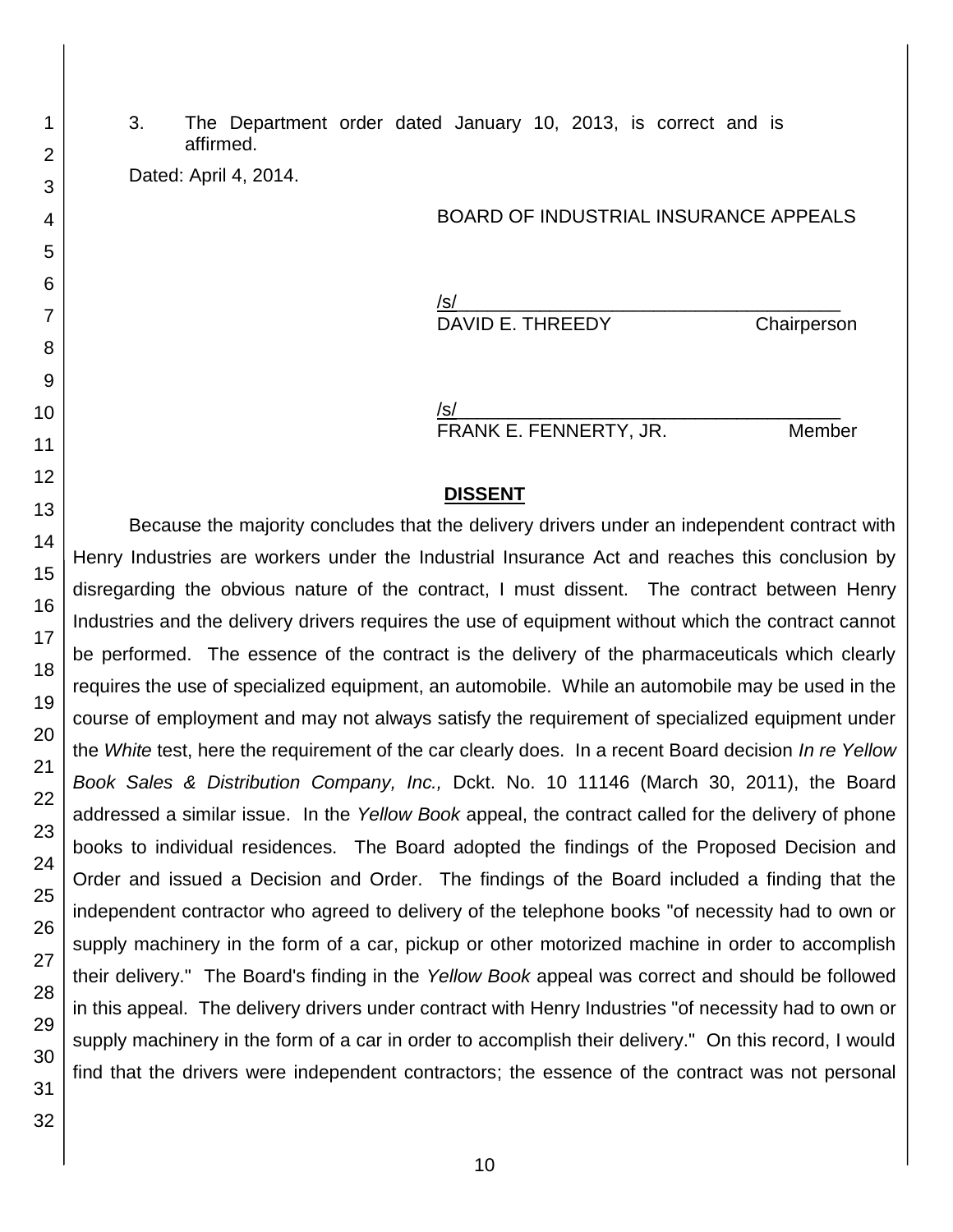3. The Department order dated January 10, 2013, is correct and is affirmed.

Dated: April 4, 2014.

BOARD OF INDUSTRIAL INSURANCE APPEALS

/s/______________________________________
DAVID E. THREEDY Chairperson

/s/______________________________________
FRANK E. FENNERTY, JR. Member

**DISSENT**

Because the majority concludes that the delivery drivers under an independent contract with Henry Industries are workers under the Industrial Insurance Act and reaches this conclusion by disregarding the obvious nature of the contract, I must dissent. The contract between Henry Industries and the delivery drivers requires the use of equipment without which the contract cannot be performed. The essence of the contract is the delivery of the pharmaceuticals which clearly requires the use of specialized equipment, an automobile. While an automobile may be used in the course of employment and may not always satisfy the requirement of specialized equipment under the *White* test, here the requirement of the car clearly does. In a recent Board decision *In re Yellow Book Sales & Distribution Company, Inc.,* Dckt. No. 10 11146 (March 30, 2011), the Board addressed a similar issue. In the *Yellow Book* appeal, the contract called for the delivery of phone books to individual residences. The Board adopted the findings of the Proposed Decision and Order and issued a Decision and Order. The findings of the Board included a finding that the independent contractor who agreed to delivery of the telephone books "of necessity had to own or supply machinery in the form of a car, pickup or other motorized machine in order to accomplish their delivery." The Board's finding in the *Yellow Book* appeal was correct and should be followed in this appeal. The delivery drivers under contract with Henry Industries "of necessity had to own or supply machinery in the form of a car in order to accomplish their delivery." On this record, I would find that the drivers were independent contractors; the essence of the contract was not personal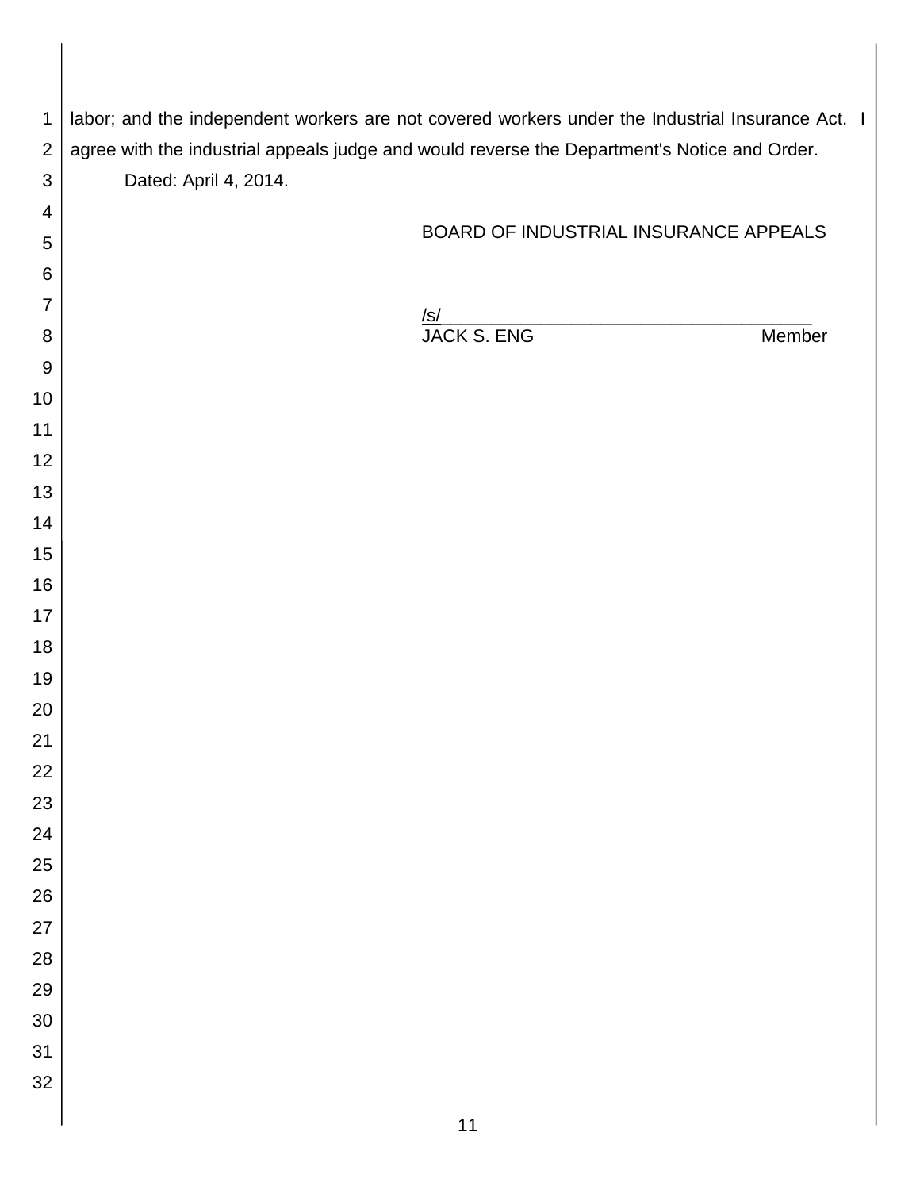labor; and the independent workers are not covered workers under the Industrial Insurance Act. I agree with the industrial appeals judge and would reverse the Department's Notice and Order.

Dated: April 4, 2014.

BOARD OF INDUSTRIAL INSURANCE APPEALS

/s/______________________________________
JACK S. ENG Member